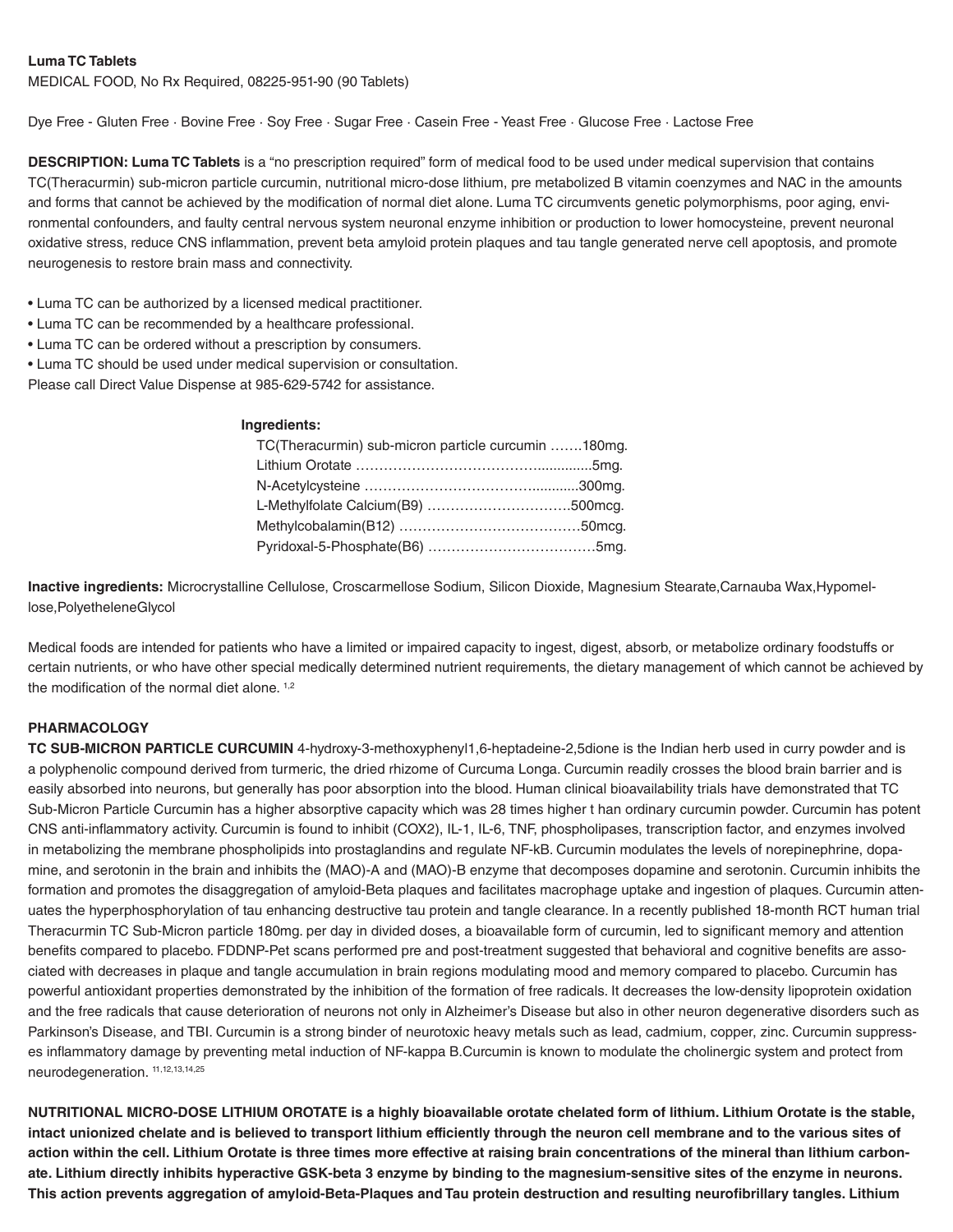**Luma TC Tablets**
MEDICAL FOOD, No Rx Required, 08225-951-90 (90 Tablets)

Dye Free - Gluten Free · Bovine Free · Soy Free · Sugar Free · Casein Free - Yeast Free · Glucose Free · Lactose Free

**DESCRIPTION: Luma TC Tablets** is a "no prescription required" form of medical food to be used under medical supervision that contains TC(Theracurmin) sub-micron particle curcumin, nutritional micro-dose lithium, pre metabolized B vitamin coenzymes and NAC in the amounts and forms that cannot be achieved by the modification of normal diet alone. Luma TC circumvents genetic polymorphisms, poor aging, environmental confounders, and faulty central nervous system neuronal enzyme inhibition or production to lower homocysteine, prevent neuronal oxidative stress, reduce CNS inflammation, prevent beta amyloid protein plaques and tau tangle generated nerve cell apoptosis, and promote neurogenesis to restore brain mass and connectivity.

- Luma TC can be authorized by a licensed medical practitioner.
- Luma TC can be recommended by a healthcare professional.
- Luma TC can be ordered without a prescription by consumers.
- Luma TC should be used under medical supervision or consultation.

Please call Direct Value Dispense at 985-629-5742 for assistance.

**Ingredients:**

TC(Theracurmin) sub-micron particle curcumin …….180mg.
Lithium Orotate ……………………………….............5mg.
N-Acetylcysteine ……………………………............300mg.
L-Methylfolate Calcium(B9) ………………………….500mcg.
Methylcobalamin(B12) …………………………………50mcg.
Pyridoxal-5-Phosphate(B6) ………………………………5mg.

**Inactive ingredients:** Microcrystalline Cellulose, Croscarmellose Sodium, Silicon Dioxide, Magnesium Stearate,Carnauba Wax,Hypomellose,PolyetheleneGlycol

Medical foods are intended for patients who have a limited or impaired capacity to ingest, digest, absorb, or metabolize ordinary foodstuffs or certain nutrients, or who have other special medically determined nutrient requirements, the dietary management of which cannot be achieved by the modification of the normal diet alone. [1,2]

**PHARMACOLOGY**

**TC SUB-MICRON PARTICLE CURCUMIN** 4-hydroxy-3-methoxyphenyl1,6-heptadeine-2,5dione is the Indian herb used in curry powder and is a polyphenolic compound derived from turmeric, the dried rhizome of Curcuma Longa. Curcumin readily crosses the blood brain barrier and is easily absorbed into neurons, but generally has poor absorption into the blood. Human clinical bioavailability trials have demonstrated that TC Sub-Micron Particle Curcumin has a higher absorptive capacity which was 28 times higher t han ordinary curcumin powder. Curcumin has potent CNS anti-inflammatory activity. Curcumin is found to inhibit (COX2), IL-1, IL-6, TNF, phospholipases, transcription factor, and enzymes involved in metabolizing the membrane phospholipids into prostaglandins and regulate NF-kB. Curcumin modulates the levels of norepinephrine, dopamine, and serotonin in the brain and inhibits the (MAO)-A and (MAO)-B enzyme that decomposes dopamine and serotonin. Curcumin inhibits the formation and promotes the disaggregation of amyloid-Beta plaques and facilitates macrophage uptake and ingestion of plaques. Curcumin attenuates the hyperphosphorylation of tau enhancing destructive tau protein and tangle clearance. In a recently published 18-month RCT human trial Theracurmin TC Sub-Micron particle 180mg. per day in divided doses, a bioavailable form of curcumin, led to significant memory and attention benefits compared to placebo. FDDNP-Pet scans performed pre and post-treatment suggested that behavioral and cognitive benefits are associated with decreases in plaque and tangle accumulation in brain regions modulating mood and memory compared to placebo. Curcumin has powerful antioxidant properties demonstrated by the inhibition of the formation of free radicals. It decreases the low-density lipoprotein oxidation and the free radicals that cause deterioration of neurons not only in Alzheimer's Disease but also in other neuron degenerative disorders such as Parkinson's Disease, and TBI. Curcumin is a strong binder of neurotoxic heavy metals such as lead, cadmium, copper, zinc. Curcumin suppresses inflammatory damage by preventing metal induction of NF-kappa B.Curcumin is known to modulate the cholinergic system and protect from neurodegeneration. [11,12,13,14,25]

**NUTRITIONAL MICRO-DOSE LITHIUM OROTATE is a highly bioavailable orotate chelated form of lithium. Lithium Orotate is the stable, intact unionized chelate and is believed to transport lithium efficiently through the neuron cell membrane and to the various sites of action within the cell. Lithium Orotate is three times more effective at raising brain concentrations of the mineral than lithium carbonate. Lithium directly inhibits hyperactive GSK-beta 3 enzyme by binding to the magnesium-sensitive sites of the enzyme in neurons. This action prevents aggregation of amyloid-Beta-Plaques and Tau protein destruction and resulting neurofibrillary tangles. Lithium**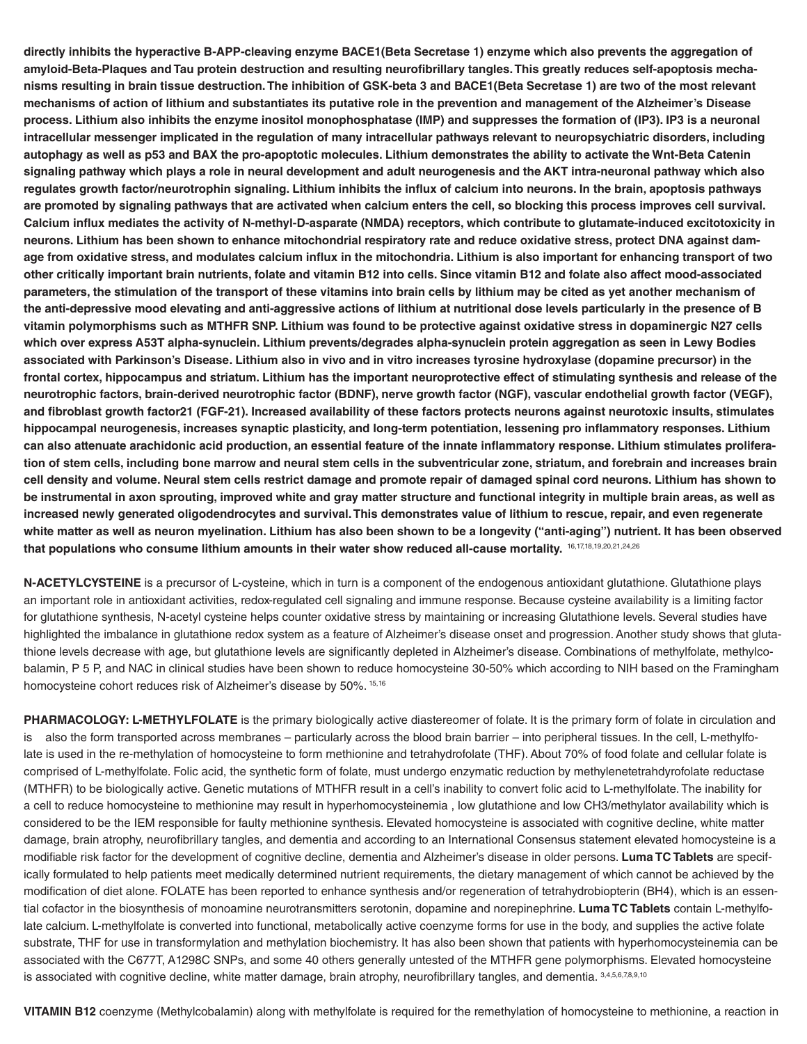**directly inhibits the hyperactive B-APP-cleaving enzyme BACE1(Beta Secretase 1) enzyme which also prevents the aggregation of amyloid-Beta-Plaques and Tau protein destruction and resulting neurofibrillary tangles. This greatly reduces self-apoptosis mechanisms resulting in brain tissue destruction. The inhibition of GSK-beta 3 and BACE1(Beta Secretase 1) are two of the most relevant mechanisms of action of lithium and substantiates its putative role in the prevention and management of the Alzheimer's Disease process. Lithium also inhibits the enzyme inositol monophosphatase (IMP) and suppresses the formation of (IP3). IP3 is a neuronal intracellular messenger implicated in the regulation of many intracellular pathways relevant to neuropsychiatric disorders, including autophagy as well as p53 and BAX the pro-apoptotic molecules. Lithium demonstrates the ability to activate the Wnt-Beta Catenin signaling pathway which plays a role in neural development and adult neurogenesis and the AKT intra-neuronal pathway which also regulates growth factor/neurotrophin signaling. Lithium inhibits the influx of calcium into neurons. In the brain, apoptosis pathways are promoted by signaling pathways that are activated when calcium enters the cell, so blocking this process improves cell survival. Calcium influx mediates the activity of N-methyl-D-asparate (NMDA) receptors, which contribute to glutamate-induced excitotoxicity in neurons. Lithium has been shown to enhance mitochondrial respiratory rate and reduce oxidative stress, protect DNA against damage from oxidative stress, and modulates calcium influx in the mitochondria. Lithium is also important for enhancing transport of two other critically important brain nutrients, folate and vitamin B12 into cells. Since vitamin B12 and folate also affect mood-associated parameters, the stimulation of the transport of these vitamins into brain cells by lithium may be cited as yet another mechanism of the anti-depressive mood elevating and anti-aggressive actions of lithium at nutritional dose levels particularly in the presence of B vitamin polymorphisms such as MTHFR SNP. Lithium was found to be protective against oxidative stress in dopaminergic N27 cells which over express A53T alpha-synuclein. Lithium prevents/degrades alpha-synuclein protein aggregation as seen in Lewy Bodies associated with Parkinson's Disease. Lithium also in vivo and in vitro increases tyrosine hydroxylase (dopamine precursor) in the frontal cortex, hippocampus and striatum. Lithium has the important neuroprotective effect of stimulating synthesis and release of the neurotrophic factors, brain-derived neurotrophic factor (BDNF), nerve growth factor (NGF), vascular endothelial growth factor (VEGF), and fibroblast growth factor21 (FGF-21). Increased availability of these factors protects neurons against neurotoxic insults, stimulates hippocampal neurogenesis, increases synaptic plasticity, and long-term potentiation, lessening pro inflammatory responses. Lithium can also attenuate arachidonic acid production, an essential feature of the innate inflammatory response. Lithium stimulates proliferation of stem cells, including bone marrow and neural stem cells in the subventricular zone, striatum, and forebrain and increases brain cell density and volume. Neural stem cells restrict damage and promote repair of damaged spinal cord neurons. Lithium has shown to be instrumental in axon sprouting, improved white and gray matter structure and functional integrity in multiple brain areas, as well as increased newly generated oligodendrocytes and survival. This demonstrates value of lithium to rescue, repair, and even regenerate white matter as well as neuron myelination. Lithium has also been shown to be a longevity ("anti-aging") nutrient. It has been observed that populations who consume lithium amounts in their water show reduced all-cause mortality.** [16,17,18,19,20,21,24,26]

**N-ACETYLCYSTEINE** is a precursor of L-cysteine, which in turn is a component of the endogenous antioxidant glutathione. Glutathione plays an important role in antioxidant activities, redox-regulated cell signaling and immune response. Because cysteine availability is a limiting factor for glutathione synthesis, N-acetyl cysteine helps counter oxidative stress by maintaining or increasing Glutathione levels. Several studies have highlighted the imbalance in glutathione redox system as a feature of Alzheimer's disease onset and progression. Another study shows that glutathione levels decrease with age, but glutathione levels are significantly depleted in Alzheimer's disease. Combinations of methylfolate, methylcobalamin, P 5 P, and NAC in clinical studies have been shown to reduce homocysteine 30-50% which according to NIH based on the Framingham homocysteine cohort reduces risk of Alzheimer's disease by 50%. [15,16]

**PHARMACOLOGY: L-METHYLFOLATE** is the primary biologically active diastereomer of folate. It is the primary form of folate in circulation and is also the form transported across membranes – particularly across the blood brain barrier – into peripheral tissues. In the cell, L-methylfolate is used in the re-methylation of homocysteine to form methionine and tetrahydrofolate (THF). About 70% of food folate and cellular folate is comprised of L-methylfolate. Folic acid, the synthetic form of folate, must undergo enzymatic reduction by methylenetetrahdyrofolate reductase (MTHFR) to be biologically active. Genetic mutations of MTHFR result in a cell's inability to convert folic acid to L-methylfolate. The inability for a cell to reduce homocysteine to methionine may result in hyperhomocysteinemia , low glutathione and low CH3/methylator availability which is considered to be the IEM responsible for faulty methionine synthesis. Elevated homocysteine is associated with cognitive decline, white matter damage, brain atrophy, neurofibrillary tangles, and dementia and according to an International Consensus statement elevated homocysteine is a modifiable risk factor for the development of cognitive decline, dementia and Alzheimer's disease in older persons. **Luma TC Tablets** are specifically formulated to help patients meet medically determined nutrient requirements, the dietary management of which cannot be achieved by the modification of diet alone. FOLATE has been reported to enhance synthesis and/or regeneration of tetrahydrobiopterin (BH4), which is an essential cofactor in the biosynthesis of monoamine neurotransmitters serotonin, dopamine and norepinephrine. **Luma TC Tablets** contain L-methylfolate calcium. L-methylfolate is converted into functional, metabolically active coenzyme forms for use in the body, and supplies the active folate substrate, THF for use in transformylation and methylation biochemistry. It has also been shown that patients with hyperhomocysteinemia can be associated with the C677T, A1298C SNPs, and some 40 others generally untested of the MTHFR gene polymorphisms. Elevated homocysteine is associated with cognitive decline, white matter damage, brain atrophy, neurofibrillary tangles, and dementia. [3,4,5,6,7,8,9,10]

**VITAMIN B12** coenzyme (Methylcobalamin) along with methylfolate is required for the remethylation of homocysteine to methionine, a reaction in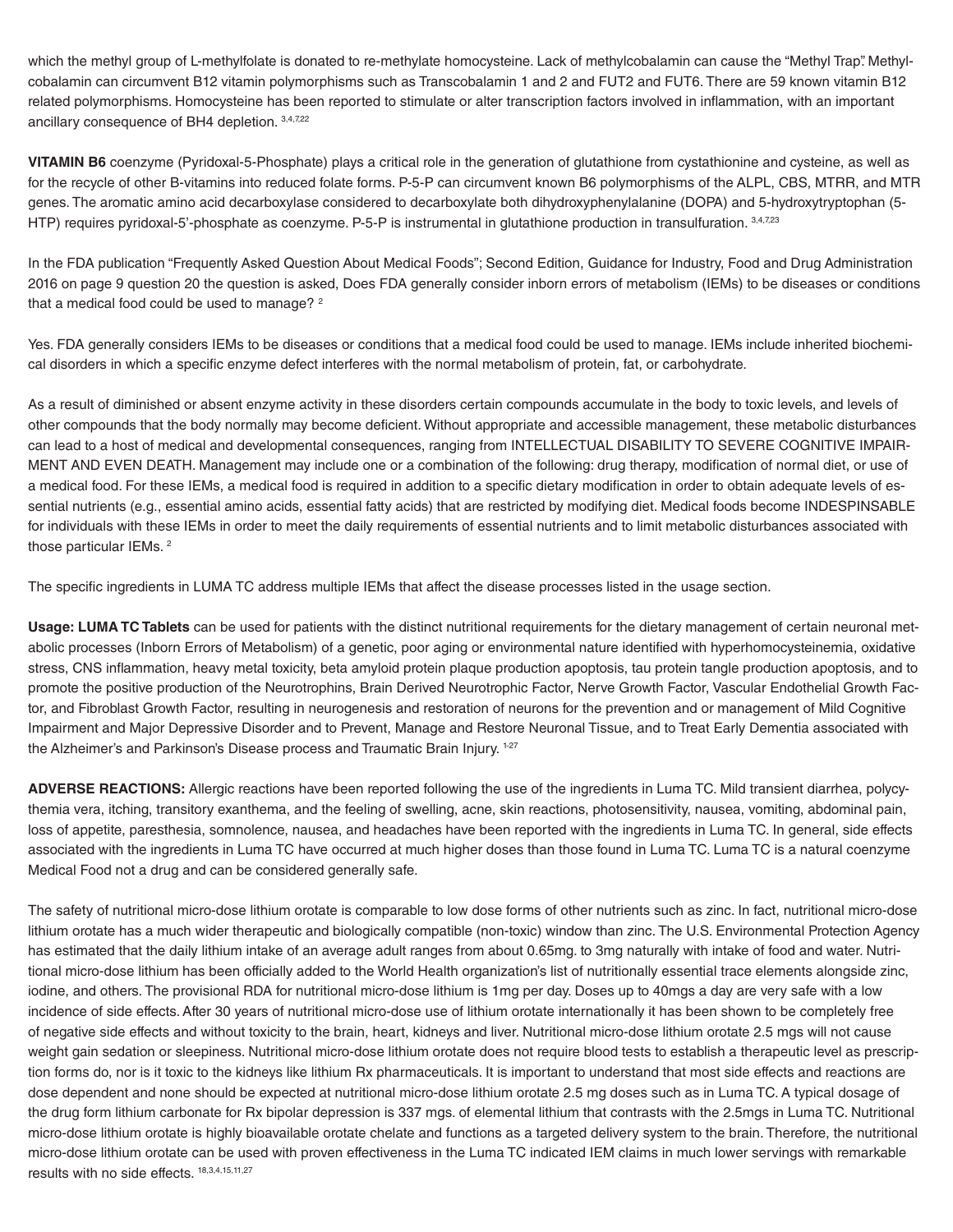which the methyl group of L-methylfolate is donated to re-methylate homocysteine. Lack of methylcobalamin can cause the "Methyl Trap". Methylcobalamin can circumvent B12 vitamin polymorphisms such as Transcobalamin 1 and 2 and FUT2 and FUT6. There are 59 known vitamin B12 related polymorphisms. Homocysteine has been reported to stimulate or alter transcription factors involved in inflammation, with an important ancillary consequence of BH4 depletion. [3,4,7,22]

**VITAMIN B6** coenzyme (Pyridoxal-5-Phosphate) plays a critical role in the generation of glutathione from cystathionine and cysteine, as well as for the recycle of other B-vitamins into reduced folate forms. P-5-P can circumvent known B6 polymorphisms of the ALPL, CBS, MTRR, and MTR genes. The aromatic amino acid decarboxylase considered to decarboxylate both dihydroxyphenylalanine (DOPA) and 5-hydroxytryptophan (5-HTP) requires pyridoxal-5'-phosphate as coenzyme. P-5-P is instrumental in glutathione production in transulfuration. [3,4,7,23]

In the FDA publication "Frequently Asked Question About Medical Foods"; Second Edition, Guidance for Industry, Food and Drug Administration 2016 on page 9 question 20 the question is asked, Does FDA generally consider inborn errors of metabolism (IEMs) to be diseases or conditions that a medical food could be used to manage? [2]

Yes. FDA generally considers IEMs to be diseases or conditions that a medical food could be used to manage. IEMs include inherited biochemical disorders in which a specific enzyme defect interferes with the normal metabolism of protein, fat, or carbohydrate.

As a result of diminished or absent enzyme activity in these disorders certain compounds accumulate in the body to toxic levels, and levels of other compounds that the body normally may become deficient. Without appropriate and accessible management, these metabolic disturbances can lead to a host of medical and developmental consequences, ranging from INTELLECTUAL DISABILITY TO SEVERE COGNITIVE IMPAIRMENT AND EVEN DEATH. Management may include one or a combination of the following: drug therapy, modification of normal diet, or use of a medical food. For these IEMs, a medical food is required in addition to a specific dietary modification in order to obtain adequate levels of essential nutrients (e.g., essential amino acids, essential fatty acids) that are restricted by modifying diet. Medical foods become INDESPINSABLE for individuals with these IEMs in order to meet the daily requirements of essential nutrients and to limit metabolic disturbances associated with those particular IEMs. [2]

The specific ingredients in LUMA TC address multiple IEMs that affect the disease processes listed in the usage section.

**Usage: LUMA TC Tablets** can be used for patients with the distinct nutritional requirements for the dietary management of certain neuronal metabolic processes (Inborn Errors of Metabolism) of a genetic, poor aging or environmental nature identified with hyperhomocysteinemia, oxidative stress, CNS inflammation, heavy metal toxicity, beta amyloid protein plaque production apoptosis, tau protein tangle production apoptosis, and to promote the positive production of the Neurotrophins, Brain Derived Neurotrophic Factor, Nerve Growth Factor, Vascular Endothelial Growth Factor, and Fibroblast Growth Factor, resulting in neurogenesis and restoration of neurons for the prevention and or management of Mild Cognitive Impairment and Major Depressive Disorder and to Prevent, Manage and Restore Neuronal Tissue, and to Treat Early Dementia associated with the Alzheimer's and Parkinson's Disease process and Traumatic Brain Injury. [1-27]

**ADVERSE REACTIONS:** Allergic reactions have been reported following the use of the ingredients in Luma TC. Mild transient diarrhea, polycythemia vera, itching, transitory exanthema, and the feeling of swelling, acne, skin reactions, photosensitivity, nausea, vomiting, abdominal pain, loss of appetite, paresthesia, somnolence, nausea, and headaches have been reported with the ingredients in Luma TC. In general, side effects associated with the ingredients in Luma TC have occurred at much higher doses than those found in Luma TC. Luma TC is a natural coenzyme Medical Food not a drug and can be considered generally safe.

The safety of nutritional micro-dose lithium orotate is comparable to low dose forms of other nutrients such as zinc. In fact, nutritional micro-dose lithium orotate has a much wider therapeutic and biologically compatible (non-toxic) window than zinc. The U.S. Environmental Protection Agency has estimated that the daily lithium intake of an average adult ranges from about 0.65mg. to 3mg naturally with intake of food and water. Nutritional micro-dose lithium has been officially added to the World Health organization's list of nutritionally essential trace elements alongside zinc, iodine, and others. The provisional RDA for nutritional micro-dose lithium is 1mg per day. Doses up to 40mgs a day are very safe with a low incidence of side effects. After 30 years of nutritional micro-dose use of lithium orotate internationally it has been shown to be completely free of negative side effects and without toxicity to the brain, heart, kidneys and liver. Nutritional micro-dose lithium orotate 2.5 mgs will not cause weight gain sedation or sleepiness. Nutritional micro-dose lithium orotate does not require blood tests to establish a therapeutic level as prescription forms do, nor is it toxic to the kidneys like lithium Rx pharmaceuticals. It is important to understand that most side effects and reactions are dose dependent and none should be expected at nutritional micro-dose lithium orotate 2.5 mg doses such as in Luma TC. A typical dosage of the drug form lithium carbonate for Rx bipolar depression is 337 mgs. of elemental lithium that contrasts with the 2.5mgs in Luma TC. Nutritional micro-dose lithium orotate is highly bioavailable orotate chelate and functions as a targeted delivery system to the brain. Therefore, the nutritional micro-dose lithium orotate can be used with proven effectiveness in the Luma TC indicated IEM claims in much lower servings with remarkable results with no side effects. [18,3,4,15,11,27]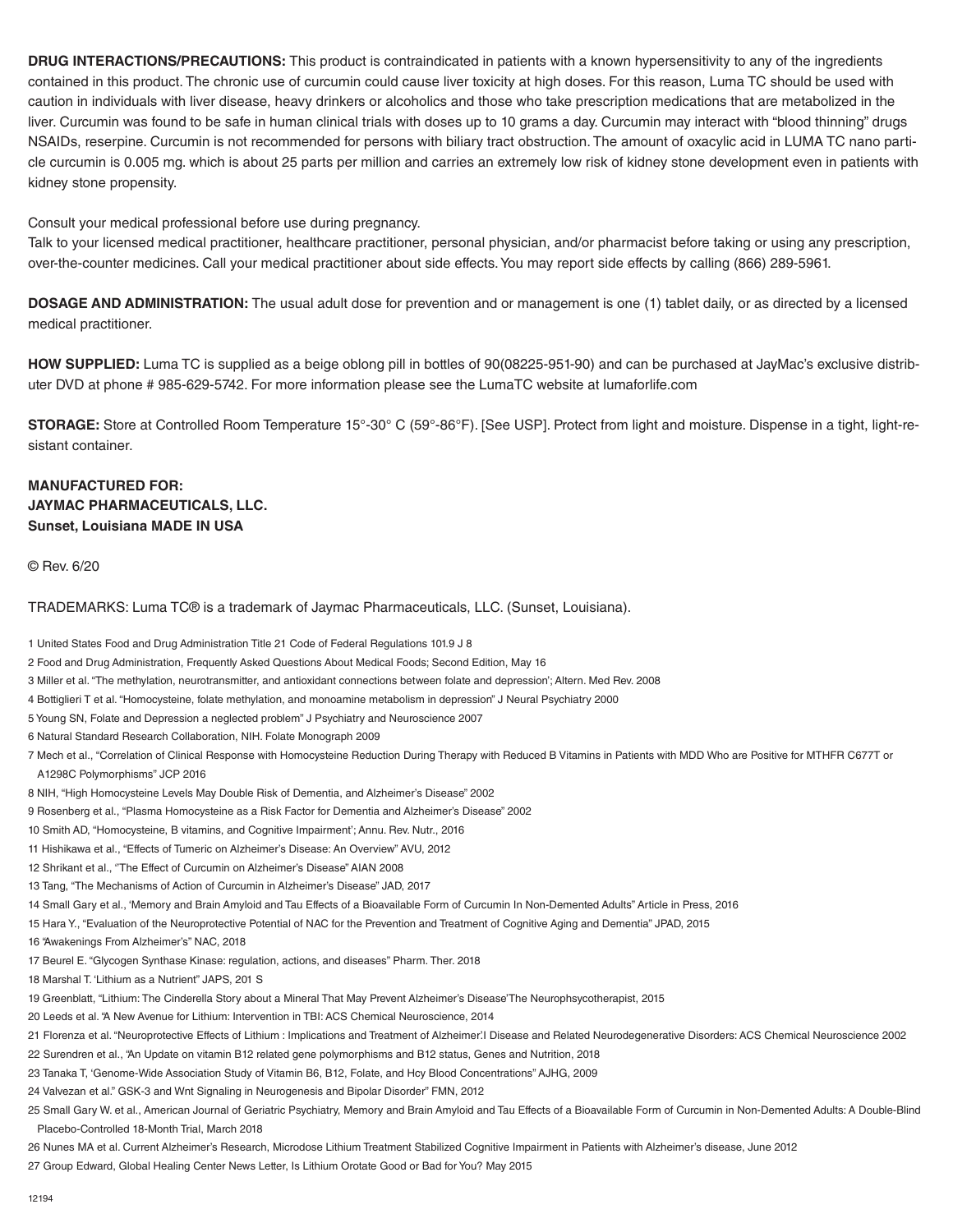**DRUG INTERACTIONS/PRECAUTIONS:** This product is contraindicated in patients with a known hypersensitivity to any of the ingredients contained in this product. The chronic use of curcumin could cause liver toxicity at high doses. For this reason, Luma TC should be used with caution in individuals with liver disease, heavy drinkers or alcoholics and those who take prescription medications that are metabolized in the liver. Curcumin was found to be safe in human clinical trials with doses up to 10 grams a day. Curcumin may interact with "blood thinning" drugs NSAIDs, reserpine. Curcumin is not recommended for persons with biliary tract obstruction. The amount of oxacylic acid in LUMA TC nano particle curcumin is 0.005 mg. which is about 25 parts per million and carries an extremely low risk of kidney stone development even in patients with kidney stone propensity.

Consult your medical professional before use during pregnancy.
Talk to your licensed medical practitioner, healthcare practitioner, personal physician, and/or pharmacist before taking or using any prescription, over-the-counter medicines. Call your medical practitioner about side effects. You may report side effects by calling (866) 289-5961.

**DOSAGE AND ADMINISTRATION:** The usual adult dose for prevention and or management is one (1) tablet daily, or as directed by a licensed medical practitioner.

**HOW SUPPLIED:** Luma TC is supplied as a beige oblong pill in bottles of 90(08225-951-90) and can be purchased at JayMac's exclusive distributer DVD at phone # 985-629-5742. For more information please see the LumaTC website at lumaforlife.com

**STORAGE:** Store at Controlled Room Temperature 15°-30° C (59°-86°F). [See USP]. Protect from light and moisture. Dispense in a tight, light-resistant container.

**MANUFACTURED FOR:**
**JAYMAC PHARMACEUTICALS, LLC.**
**Sunset, Louisiana MADE IN USA**

© Rev. 6/20

TRADEMARKS: Luma TC® is a trademark of Jaymac Pharmaceuticals, LLC. (Sunset, Louisiana).

1 United States Food and Drug Administration Title 21 Code of Federal Regulations 101.9 J 8
2 Food and Drug Administration, Frequently Asked Questions About Medical Foods; Second Edition, May 16
3 Miller et al. "The methylation, neurotransmitter, and antioxidant connections between folate and depression'; Altern. Med Rev. 2008
4 Bottiglieri T et al. "Homocysteine, folate methylation, and monoamine metabolism in depression" J Neural Psychiatry 2000
5 Young SN, Folate and Depression a neglected problem" J Psychiatry and Neuroscience 2007
6 Natural Standard Research Collaboration, NIH. Folate Monograph 2009
7 Mech et al., "Correlation of Clinical Response with Homocysteine Reduction During Therapy with Reduced B Vitamins in Patients with MDD Who are Positive for MTHFR C677T or A1298C Polymorphisms" JCP 2016
8 NIH, "High Homocysteine Levels May Double Risk of Dementia, and Alzheimer's Disease" 2002
9 Rosenberg et al., "Plasma Homocysteine as a Risk Factor for Dementia and Alzheimer's Disease" 2002
10 Smith AD, "Homocysteine, B vitamins, and Cognitive Impairment'; Annu. Rev. Nutr., 2016
11 Hishikawa et al., "Effects of Tumeric on Alzheimer's Disease: An Overview" AVU, 2012
12 Shrikant et al., "The Effect of Curcumin on Alzheimer's Disease" AIAN 2008
13 Tang, "The Mechanisms of Action of Curcumin in Alzheimer's Disease" JAD, 2017
14 Small Gary et al., 'Memory and Brain Amyloid and Tau Effects of a Bioavailable Form of Curcumin In Non-Demented Adults" Article in Press, 2016
15 Hara Y., "Evaluation of the Neuroprotective Potential of NAC for the Prevention and Treatment of Cognitive Aging and Dementia" JPAD, 2015
16 "Awakenings From Alzheimer's" NAC, 2018
17 Beurel E. "Glycogen Synthase Kinase: regulation, actions, and diseases" Pharm. Ther. 2018
18 Marshal T. 'Lithium as a Nutrient" JAPS, 201 S
19 Greenblatt, "Lithium: The Cinderella Story about a Mineral That May Prevent Alzheimer's Disease'The Neurophsycotherapist, 2015
20 Leeds et al. "A New Avenue for Lithium: Intervention in TBI: ACS Chemical Neuroscience, 2014
21 Florenza et al. "Neuroprotective Effects of Lithium : Implications and Treatment of Alzheimer'.I Disease and Related Neurodegenerative Disorders: ACS Chemical Neuroscience 2002
22 Surendren et al., "An Update on vitamin B12 related gene polymorphisms and B12 status, Genes and Nutrition, 2018
23 Tanaka T, 'Genome-Wide Association Study of Vitamin B6, B12, Folate, and Hcy Blood Concentrations" AJHG, 2009
24 Valvezan et al." GSK-3 and Wnt Signaling in Neurogenesis and Bipolar Disorder" FMN, 2012
25 Small Gary W. et al., American Journal of Geriatric Psychiatry, Memory and Brain Amyloid and Tau Effects of a Bioavailable Form of Curcumin in Non-Demented Adults: A Double-Blind Placebo-Controlled 18-Month Trial, March 2018
26 Nunes MA et al. Current Alzheimer's Research, Microdose Lithium Treatment Stabilized Cognitive Impairment in Patients with Alzheimer's disease, June 2012
27 Group Edward, Global Healing Center News Letter, Is Lithium Orotate Good or Bad for You? May 2015

12194